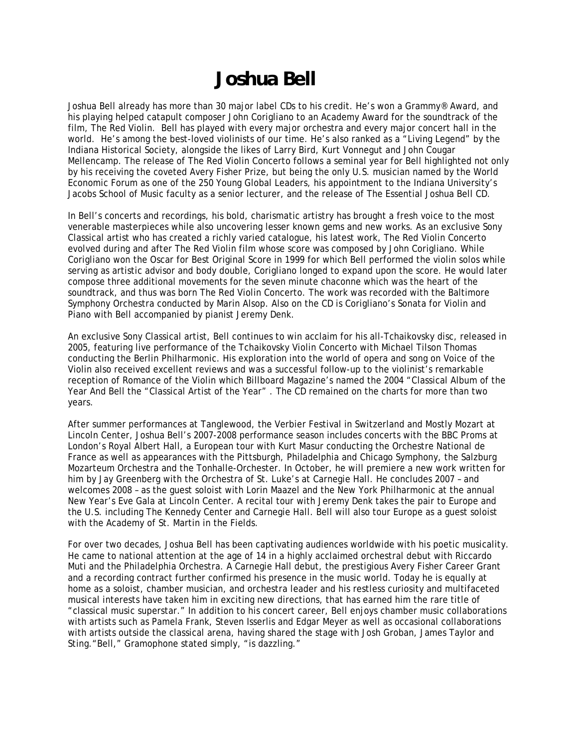# Joshua Bell

Joshua Bell already has more than 30 major label CDs to his credit. He's won a Grammy® Award, and his playing helped catapult composer John Corigliano to an Academy Award for the soundtrack of the film, The Red Violin. Bell has played with every major orchestra and every major concert hall in the world. He's among the best-loved violinists of our time. He's also ranked as a "Living Legend" by the Indiana Historical Society, alongside the likes of Larry Bird, Kurt Vonnegut and John Cougar Mellencamp. The release of The Red Violin Concerto follows a seminal year for Bell highlighted not only by his receiving the coveted Avery Fisher Prize, but being the only U.S. musician named by the World Economic Forum as one of the 250 Young Global Leaders, his appointment to the Indiana University's Jacobs School of Music faculty as a senior lecturer, and the release of The Essential Joshua Bell CD.

In Bell's concerts and recordings, his bold, charismatic artistry has brought a fresh voice to the most venerable masterpieces while also uncovering lesser known gems and new works. As an exclusive Sony Classical artist who has created a richly varied catalogue, his latest work, The Red Violin Concerto evolved during and after The Red Violin film whose score was composed by John Corigliano. While Corigliano won the Oscar for Best Original Score in 1999 for which Bell performed the violin solos while serving as artistic advisor and body double, Corigliano longed to expand upon the score. He would later compose three additional movements for the seven minute chaconne which was the heart of the soundtrack, and thus was born The Red Violin Concerto. The work was recorded with the Baltimore Symphony Orchestra conducted by Marin Alsop. Also on the CD is Corigliano's Sonata for Violin and Piano with Bell accompanied by pianist Jeremy Denk.

An exclusive Sony Classical artist, Bell continues to win acclaim for his all-Tchaikovsky disc, released in 2005, featuring live performance of the Tchaikovsky Violin Concerto with Michael Tilson Thomas conducting the Berlin Philharmonic. His exploration into the world of opera and song on Voice of the Violin also received excellent reviews and was a successful follow-up to the violinist's remarkable reception of Romance of the Violin which Billboard Magazine's named the 2004 "Classical Album of the Year And Bell the "Classical Artist of the Year" . The CD remained on the charts for more than two years.

After summer performances at Tanglewood, the Verbier Festival in Switzerland and Mostly Mozart at Lincoln Center, Joshua Bell's 2007-2008 performance season includes concerts with the BBC Proms at London's Royal Albert Hall, a European tour with Kurt Masur conducting the Orchestre National de France as well as appearances with the Pittsburgh, Philadelphia and Chicago Symphony, the Salzburg Mozarteum Orchestra and the Tonhalle-Orchester. In October, he will premiere a new work written for him by Jay Greenberg with the Orchestra of St. Luke's at Carnegie Hall. He concludes 2007 – and welcomes 2008 – as the guest soloist with Lorin Maazel and the New York Philharmonic at the annual New Year's Eve Gala at Lincoln Center. A recital tour with Jeremy Denk takes the pair to Europe and the U.S. including The Kennedy Center and Carnegie Hall. Bell will also tour Europe as a guest soloist with the Academy of St. Martin in the Fields.

For over two decades, Joshua Bell has been captivating audiences worldwide with his poetic musicality. He came to national attention at the age of 14 in a highly acclaimed orchestral debut with Riccardo Muti and the Philadelphia Orchestra. A Carnegie Hall debut, the prestigious Avery Fisher Career Grant and a recording contract further confirmed his presence in the music world. Today he is equally at home as a soloist, chamber musician, and orchestra leader and his restless curiosity and multifaceted musical interests have taken him in exciting new directions, that has earned him the rare title of "classical music superstar." In addition to his concert career, Bell enjoys chamber music collaborations with artists such as Pamela Frank, Steven Isserlis and Edgar Meyer as well as occasional collaborations with artists outside the classical arena, having shared the stage with Josh Groban, James Taylor and Sting."Bell," Gramophone stated simply, "is dazzling."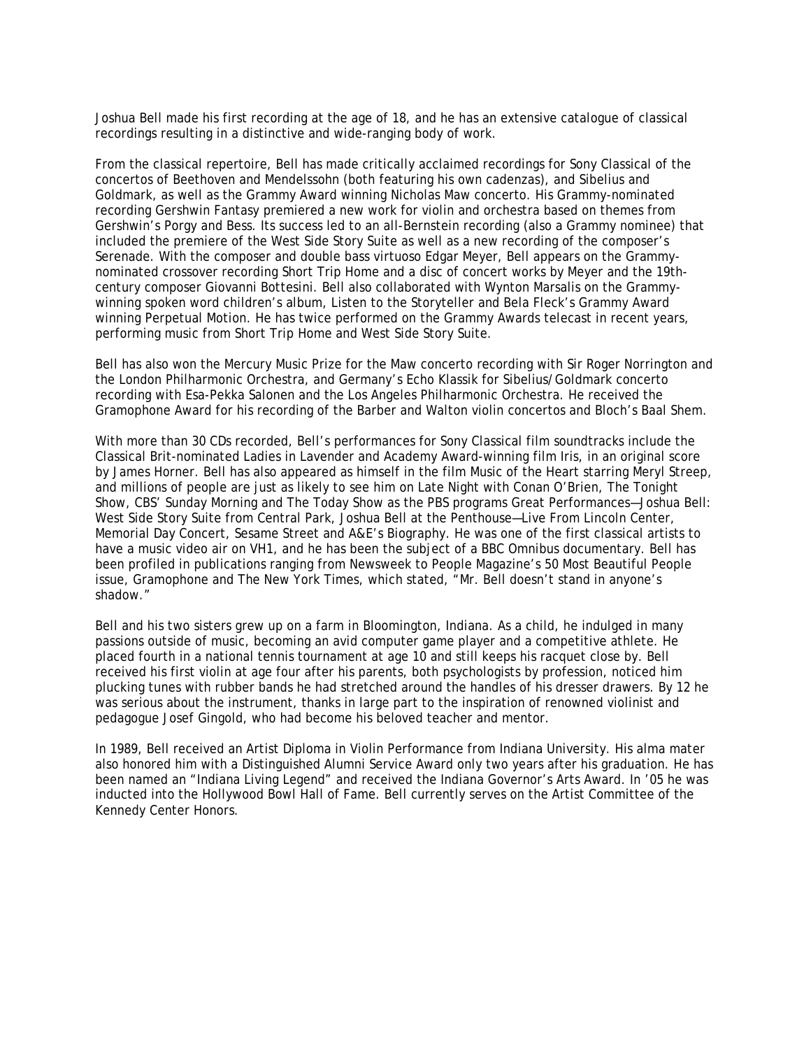Joshua Bell made his first recording at the age of 18, and he has an extensive catalogue of classical recordings resulting in a distinctive and wide-ranging body of work.

From the classical repertoire, Bell has made critically acclaimed recordings for Sony Classical of the concertos of Beethoven and Mendelssohn (both featuring his own cadenzas), and Sibelius and Goldmark, as well as the Grammy Award winning Nicholas Maw concerto. His Grammy-nominated recording Gershwin Fantasy premiered a new work for violin and orchestra based on themes from Gershwin's Porgy and Bess. Its success led to an all-Bernstein recording (also a Grammy nominee) that included the premiere of the West Side Story Suite as well as a new recording of the composer's Serenade. With the composer and double bass virtuoso Edgar Meyer, Bell appears on the Grammy-nominated crossover recording Short Trip Home and a disc of concert works by Meyer and the 19th-century composer Giovanni Bottesini. Bell also collaborated with Wynton Marsalis on the Grammy-winning spoken word children's album, Listen to the Storyteller and Bela Fleck's Grammy Award winning Perpetual Motion. He has twice performed on the Grammy Awards telecast in recent years, performing music from Short Trip Home and West Side Story Suite.

Bell has also won the Mercury Music Prize for the Maw concerto recording with Sir Roger Norrington and the London Philharmonic Orchestra, and Germany's Echo Klassik for Sibelius/Goldmark concerto recording with Esa-Pekka Salonen and the Los Angeles Philharmonic Orchestra. He received the Gramophone Award for his recording of the Barber and Walton violin concertos and Bloch's Baal Shem.

With more than 30 CDs recorded, Bell's performances for Sony Classical film soundtracks include the Classical Brit-nominated Ladies in Lavender and Academy Award-winning film Iris, in an original score by James Horner. Bell has also appeared as himself in the film Music of the Heart starring Meryl Streep, and millions of people are just as likely to see him on Late Night with Conan O'Brien, The Tonight Show, CBS' Sunday Morning and The Today Show as the PBS programs Great Performances—Joshua Bell: West Side Story Suite from Central Park, Joshua Bell at the Penthouse—Live From Lincoln Center, Memorial Day Concert, Sesame Street and A&E's Biography. He was one of the first classical artists to have a music video air on VH1, and he has been the subject of a BBC Omnibus documentary. Bell has been profiled in publications ranging from Newsweek to People Magazine's 50 Most Beautiful People issue, Gramophone and The New York Times, which stated, "Mr. Bell doesn't stand in anyone's shadow."

Bell and his two sisters grew up on a farm in Bloomington, Indiana. As a child, he indulged in many passions outside of music, becoming an avid computer game player and a competitive athlete. He placed fourth in a national tennis tournament at age 10 and still keeps his racquet close by. Bell received his first violin at age four after his parents, both psychologists by profession, noticed him plucking tunes with rubber bands he had stretched around the handles of his dresser drawers. By 12 he was serious about the instrument, thanks in large part to the inspiration of renowned violinist and pedagogue Josef Gingold, who had become his beloved teacher and mentor.

In 1989, Bell received an Artist Diploma in Violin Performance from Indiana University. His alma mater also honored him with a Distinguished Alumni Service Award only two years after his graduation. He has been named an "Indiana Living Legend" and received the Indiana Governor's Arts Award. In '05 he was inducted into the Hollywood Bowl Hall of Fame. Bell currently serves on the Artist Committee of the Kennedy Center Honors.